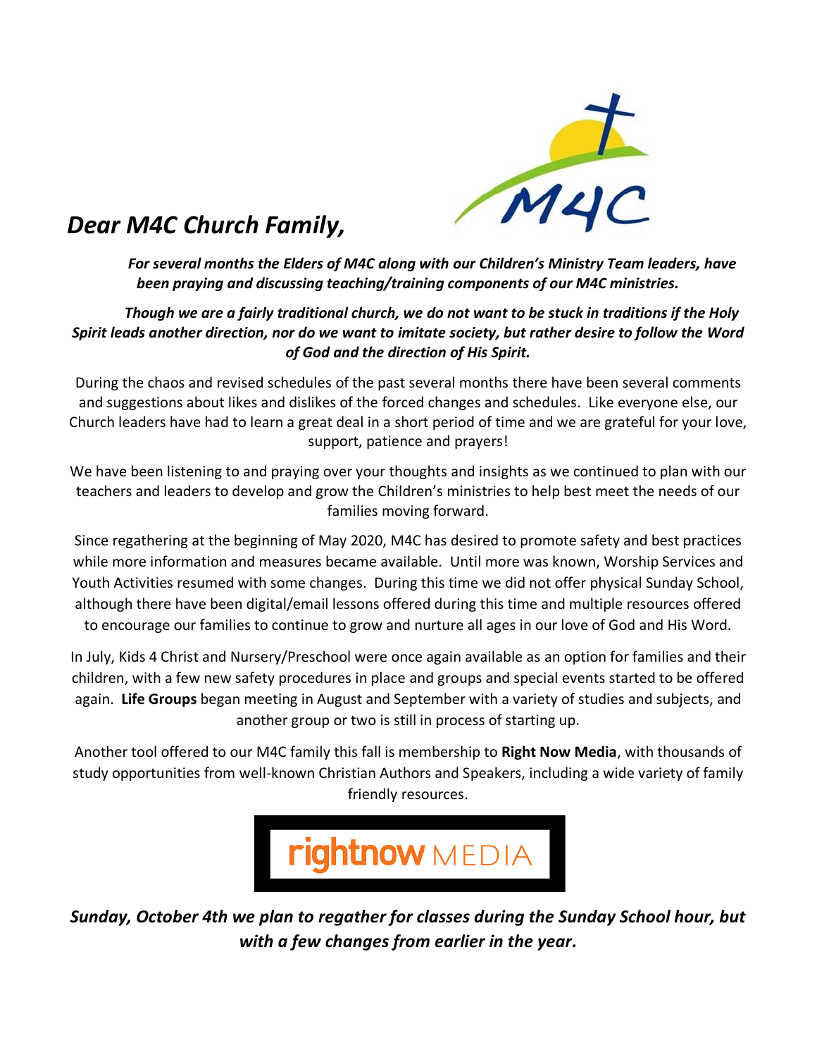*Dear M4C Church Family,*

***For several months the Elders of M4C along with our Children's Ministry Team leaders, have been praying and discussing teaching/training components of our M4C ministries.***

***Though we are a fairly traditional church, we do not want to be stuck in traditions if the Holy Spirit leads another direction, nor do we want to imitate society, but rather desire to follow the Word of God and the direction of His Spirit.***

During the chaos and revised schedules of the past several months there have been several comments and suggestions about likes and dislikes of the forced changes and schedules. Like everyone else, our Church leaders have had to learn a great deal in a short period of time and we are grateful for your love, support, patience and prayers!

We have been listening to and praying over your thoughts and insights as we continued to plan with our teachers and leaders to develop and grow the Children's ministries to help best meet the needs of our families moving forward.

Since regathering at the beginning of May 2020, M4C has desired to promote safety and best practices while more information and measures became available. Until more was known, Worship Services and Youth Activities resumed with some changes. During this time we did not offer physical Sunday School, although there have been digital/email lessons offered during this time and multiple resources offered to encourage our families to continue to grow and nurture all ages in our love of God and His Word.

In July, Kids 4 Christ and Nursery/Preschool were once again available as an option for families and their children, with a few new safety procedures in place and groups and special events started to be offered again. **Life Groups** began meeting in August and September with a variety of studies and subjects, and another group or two is still in process of starting up.

Another tool offered to our M4C family this fall is membership to **Right Now Media**, with thousands of study opportunities from well-known Christian Authors and Speakers, including a wide variety of family friendly resources.

rightnow MEDIA

***Sunday, October 4th we plan to regather for classes during the Sunday School hour, but with a few changes from earlier in the year.***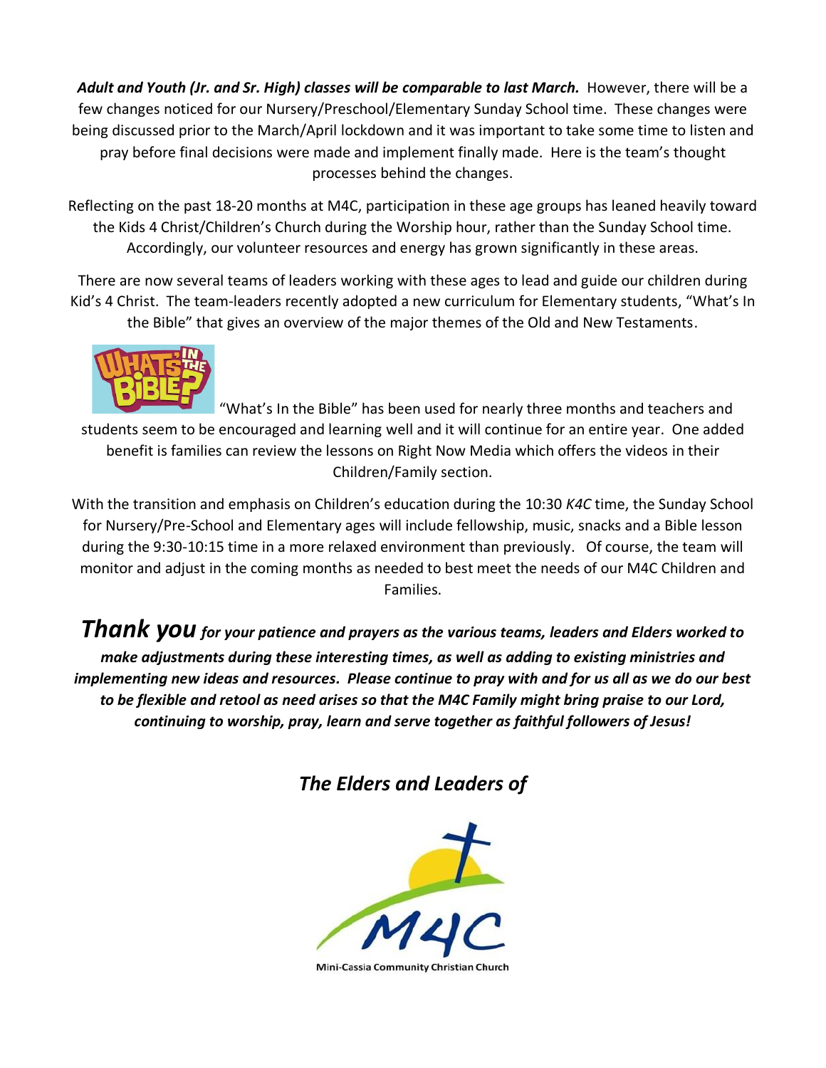***Adult and Youth (Jr. and Sr. High) classes will be comparable to last March.*** However, there will be a few changes noticed for our Nursery/Preschool/Elementary Sunday School time. These changes were being discussed prior to the March/April lockdown and it was important to take some time to listen and pray before final decisions were made and implement finally made. Here is the team's thought processes behind the changes.

Reflecting on the past 18-20 months at M4C, participation in these age groups has leaned heavily toward the Kids 4 Christ/Children's Church during the Worship hour, rather than the Sunday School time. Accordingly, our volunteer resources and energy has grown significantly in these areas.

There are now several teams of leaders working with these ages to lead and guide our children during Kid's 4 Christ. The team-leaders recently adopted a new curriculum for Elementary students, "What's In the Bible" that gives an overview of the major themes of the Old and New Testaments.

"What's In the Bible" has been used for nearly three months and teachers and students seem to be encouraged and learning well and it will continue for an entire year. One added benefit is families can review the lessons on Right Now Media which offers the videos in their Children/Family section.

With the transition and emphasis on Children's education during the 10:30 *K4C* time, the Sunday School for Nursery/Pre-School and Elementary ages will include fellowship, music, snacks and a Bible lesson during the 9:30-10:15 time in a more relaxed environment than previously. Of course, the team will monitor and adjust in the coming months as needed to best meet the needs of our M4C Children and Families.

***Thank you for your patience and prayers as the various teams, leaders and Elders worked to make adjustments during these interesting times, as well as adding to existing ministries and implementing new ideas and resources. Please continue to pray with and for us all as we do our best to be flexible and retool as need arises so that the M4C Family might bring praise to our Lord, continuing to worship, pray, learn and serve together as faithful followers of Jesus!***

***The Elders and Leaders of***

M4C

Mini-Cassia Community Christian Church